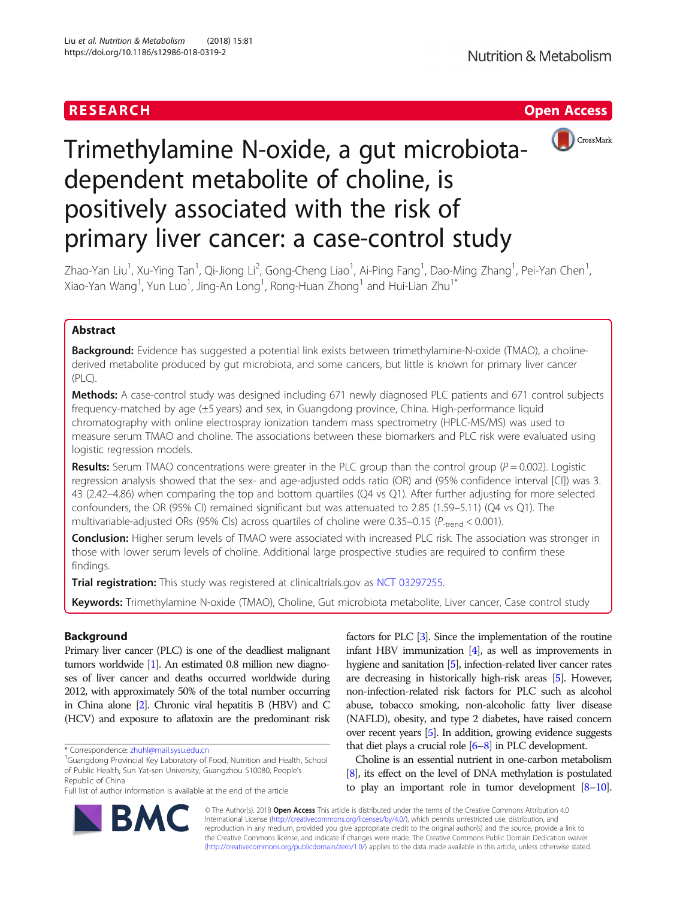RESEARCH

Open Access

# Trimethylamine N-oxide, a gut microbiota-dependent metabolite of choline, is positively associated with the risk of primary liver cancer: a case-control study

Zhao-Yan Liu[1], Xu-Ying Tan[1], Qi-Jiong Li[2], Gong-Cheng Liao[1], Ai-Ping Fang[1], Dao-Ming Zhang[1], Pei-Yan Chen[1], Xiao-Yan Wang[1], Yun Luo[1], Jing-An Long[1], Rong-Huan Zhong[1] and Hui-Lian Zhu[1*]

## Abstract

**Background:** Evidence has suggested a potential link exists between trimethylamine-N-oxide (TMAO), a choline-derived metabolite produced by gut microbiota, and some cancers, but little is known for primary liver cancer (PLC).

**Methods:** A case-control study was designed including 671 newly diagnosed PLC patients and 671 control subjects frequency-matched by age (±5 years) and sex, in Guangdong province, China. High-performance liquid chromatography with online electrospray ionization tandem mass spectrometry (HPLC-MS/MS) was used to measure serum TMAO and choline. The associations between these biomarkers and PLC risk were evaluated using logistic regression models.

**Results:** Serum TMAO concentrations were greater in the PLC group than the control group ($P = 0.002$). Logistic regression analysis showed that the sex- and age-adjusted odds ratio (OR) and (95% confidence interval [CI]) was 3.43 (2.42–4.86) when comparing the top and bottom quartiles (Q4 vs Q1). After further adjusting for more selected confounders, the OR (95% CI) remained significant but was attenuated to 2.85 (1.59–5.11) (Q4 vs Q1). The multivariable-adjusted ORs (95% CIs) across quartiles of choline were 0.35–0.15 ($P_{\text{-trend}} < 0.001$).

**Conclusion:** Higher serum levels of TMAO were associated with increased PLC risk. The association was stronger in those with lower serum levels of choline. Additional large prospective studies are required to confirm these findings.

**Trial registration:** This study was registered at clinicaltrials.gov as NCT 03297255.

**Keywords:** Trimethylamine N-oxide (TMAO), Choline, Gut microbiota metabolite, Liver cancer, Case control study

## Background

Primary liver cancer (PLC) is one of the deadliest malignant tumors worldwide [1]. An estimated 0.8 million new diagnoses of liver cancer and deaths occurred worldwide during 2012, with approximately 50% of the total number occurring in China alone [2]. Chronic viral hepatitis B (HBV) and C (HCV) and exposure to aflatoxin are the predominant risk factors for PLC [3]. Since the implementation of the routine infant HBV immunization [4], as well as improvements in hygiene and sanitation [5], infection-related liver cancer rates are decreasing in historically high-risk areas [5]. However, non-infection-related risk factors for PLC such as alcohol abuse, tobacco smoking, non-alcoholic fatty liver disease (NAFLD), obesity, and type 2 diabetes, have raised concern over recent years [5]. In addition, growing evidence suggests that diet plays a crucial role [6–8] in PLC development.

Choline is an essential nutrient in one-carbon metabolism [8], its effect on the level of DNA methylation is postulated to play an important role in tumor development [8–10].

* Correspondence: zhuhl@mail.sysu.edu.cn
[1]Guangdong Provincial Key Laboratory of Food, Nutrition and Health, School of Public Health, Sun Yat-sen University, Guangzhou 510080, People's Republic of China
Full list of author information is available at the end of the article

© The Author(s). 2018 **Open Access** This article is distributed under the terms of the Creative Commons Attribution 4.0 International License (http://creativecommons.org/licenses/by/4.0/), which permits unrestricted use, distribution, and reproduction in any medium, provided you give appropriate credit to the original author(s) and the source, provide a link to the Creative Commons license, and indicate if changes were made. The Creative Commons Public Domain Dedication waiver (http://creativecommons.org/publicdomain/zero/1.0/) applies to the data made available in this article, unless otherwise stated.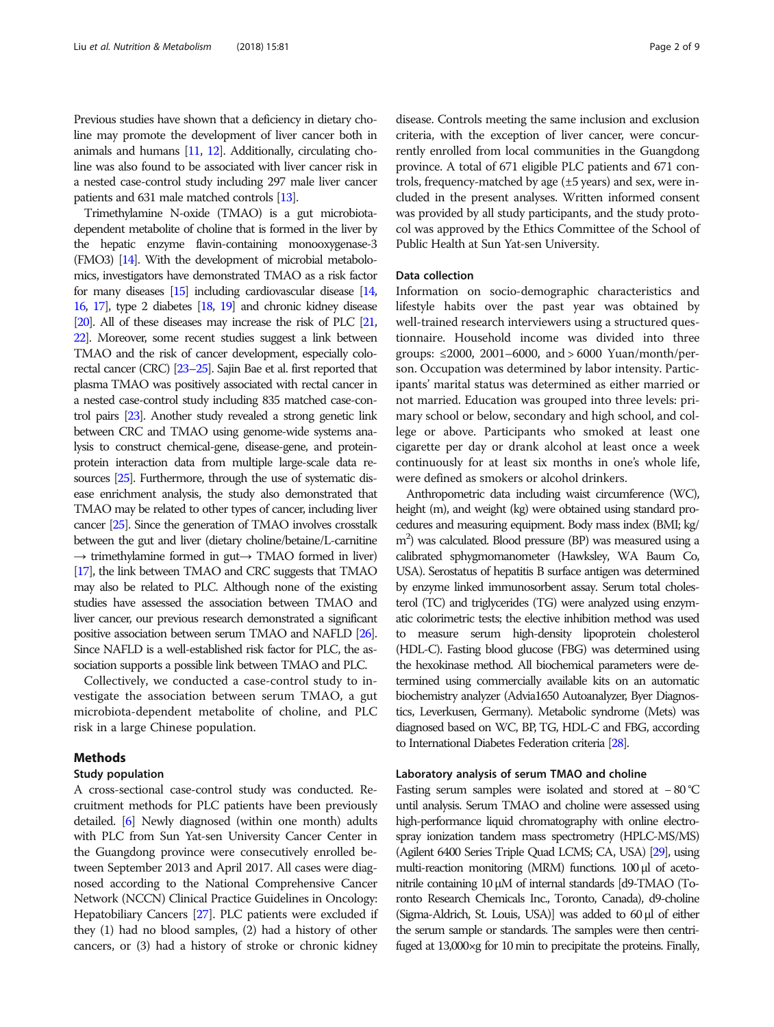Previous studies have shown that a deficiency in dietary choline may promote the development of liver cancer both in animals and humans [11, 12]. Additionally, circulating choline was also found to be associated with liver cancer risk in a nested case-control study including 297 male liver cancer patients and 631 male matched controls [13].

Trimethylamine N-oxide (TMAO) is a gut microbiota-dependent metabolite of choline that is formed in the liver by the hepatic enzyme flavin-containing monooxygenase-3 (FMO3) [14]. With the development of microbial metabolomics, investigators have demonstrated TMAO as a risk factor for many diseases [15] including cardiovascular disease [14, 16, 17], type 2 diabetes [18, 19] and chronic kidney disease [20]. All of these diseases may increase the risk of PLC [21, 22]. Moreover, some recent studies suggest a link between TMAO and the risk of cancer development, especially colorectal cancer (CRC) [23–25]. Sajin Bae et al. first reported that plasma TMAO was positively associated with rectal cancer in a nested case-control study including 835 matched case-control pairs [23]. Another study revealed a strong genetic link between CRC and TMAO using genome-wide systems analysis to construct chemical-gene, disease-gene, and protein-protein interaction data from multiple large-scale data resources [25]. Furthermore, through the use of systematic disease enrichment analysis, the study also demonstrated that TMAO may be related to other types of cancer, including liver cancer [25]. Since the generation of TMAO involves crosstalk between the gut and liver (dietary choline/betaine/L-carnitine → trimethylamine formed in gut→ TMAO formed in liver) [17], the link between TMAO and CRC suggests that TMAO may also be related to PLC. Although none of the existing studies have assessed the association between TMAO and liver cancer, our previous research demonstrated a significant positive association between serum TMAO and NAFLD [26]. Since NAFLD is a well-established risk factor for PLC, the association supports a possible link between TMAO and PLC.

Collectively, we conducted a case-control study to investigate the association between serum TMAO, a gut microbiota-dependent metabolite of choline, and PLC risk in a large Chinese population.

## Methods

### Study population

A cross-sectional case-control study was conducted. Recruitment methods for PLC patients have been previously detailed. [6] Newly diagnosed (within one month) adults with PLC from Sun Yat-sen University Cancer Center in the Guangdong province were consecutively enrolled between September 2013 and April 2017. All cases were diagnosed according to the National Comprehensive Cancer Network (NCCN) Clinical Practice Guidelines in Oncology: Hepatobiliary Cancers [27]. PLC patients were excluded if they (1) had no blood samples, (2) had a history of other cancers, or (3) had a history of stroke or chronic kidney disease. Controls meeting the same inclusion and exclusion criteria, with the exception of liver cancer, were concurrently enrolled from local communities in the Guangdong province. A total of 671 eligible PLC patients and 671 controls, frequency-matched by age (±5 years) and sex, were included in the present analyses. Written informed consent was provided by all study participants, and the study protocol was approved by the Ethics Committee of the School of Public Health at Sun Yat-sen University.

### Data collection

Information on socio-demographic characteristics and lifestyle habits over the past year was obtained by well-trained research interviewers using a structured questionnaire. Household income was divided into three groups: ≤2000, 2001–6000, and > 6000 Yuan/month/person. Occupation was determined by labor intensity. Participants' marital status was determined as either married or not married. Education was grouped into three levels: primary school or below, secondary and high school, and college or above. Participants who smoked at least one cigarette per day or drank alcohol at least once a week continuously for at least six months in one's whole life, were defined as smokers or alcohol drinkers.

Anthropometric data including waist circumference (WC), height (m), and weight (kg) were obtained using standard procedures and measuring equipment. Body mass index (BMI; kg/$m^2$) was calculated. Blood pressure (BP) was measured using a calibrated sphygmomanometer (Hawksley, WA Baum Co, USA). Serostatus of hepatitis B surface antigen was determined by enzyme linked immunosorbent assay. Serum total cholesterol (TC) and triglycerides (TG) were analyzed using enzymatic colorimetric tests; the elective inhibition method was used to measure serum high-density lipoprotein cholesterol (HDL-C). Fasting blood glucose (FBG) was determined using the hexokinase method. All biochemical parameters were determined using commercially available kits on an automatic biochemistry analyzer (Advia1650 Autoanalyzer, Byer Diagnostics, Leverkusen, Germany). Metabolic syndrome (Mets) was diagnosed based on WC, BP, TG, HDL-C and FBG, according to International Diabetes Federation criteria [28].

### Laboratory analysis of serum TMAO and choline

Fasting serum samples were isolated and stored at – 80 °C until analysis. Serum TMAO and choline were assessed using high-performance liquid chromatography with online electrospray ionization tandem mass spectrometry (HPLC-MS/MS) (Agilent 6400 Series Triple Quad LCMS; CA, USA) [29], using multi-reaction monitoring (MRM) functions. 100 μl of acetonitrile containing 10 μM of internal standards [d9-TMAO (Toronto Research Chemicals Inc., Toronto, Canada), d9-choline (Sigma-Aldrich, St. Louis, USA)] was added to 60 μl of either the serum sample or standards. The samples were then centrifuged at 13,000×g for 10 min to precipitate the proteins. Finally,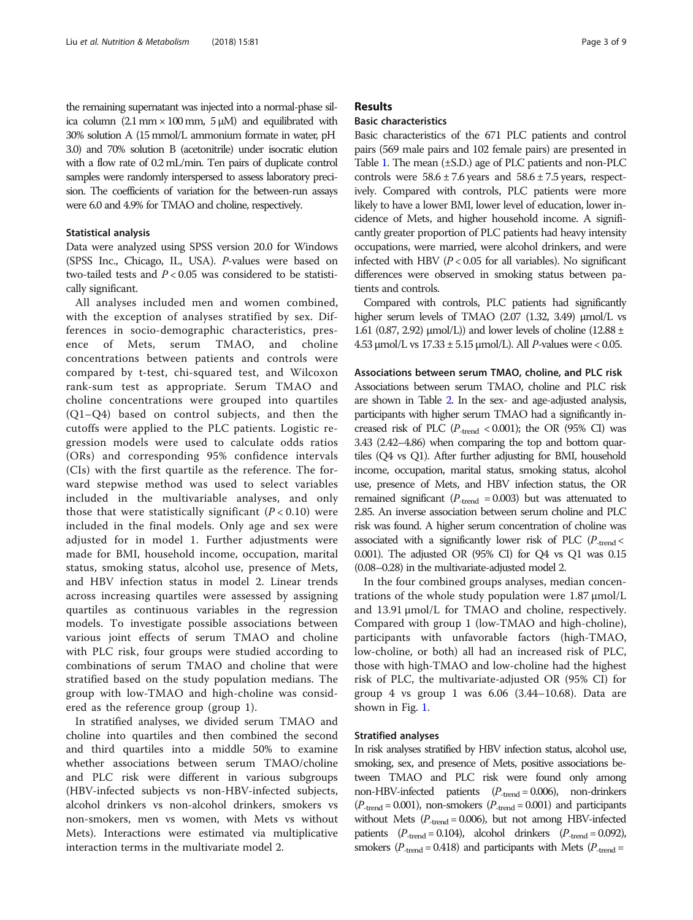the remaining supernatant was injected into a normal-phase silica column (2.1 mm × 100 mm, 5 μM) and equilibrated with 30% solution A (15 mmol/L ammonium formate in water, pH 3.0) and 70% solution B (acetonitrile) under isocratic elution with a flow rate of 0.2 mL/min. Ten pairs of duplicate control samples were randomly interspersed to assess laboratory precision. The coefficients of variation for the between-run assays were 6.0 and 4.9% for TMAO and choline, respectively.

### Statistical analysis

Data were analyzed using SPSS version 20.0 for Windows (SPSS Inc., Chicago, IL, USA). *P*-values were based on two-tailed tests and $P < 0.05$ was considered to be statistically significant.

All analyses included men and women combined, with the exception of analyses stratified by sex. Differences in socio-demographic characteristics, presence of Mets, serum TMAO, and choline concentrations between patients and controls were compared by t-test, chi-squared test, and Wilcoxon rank-sum test as appropriate. Serum TMAO and choline concentrations were grouped into quartiles (Q1–Q4) based on control subjects, and then the cutoffs were applied to the PLC patients. Logistic regression models were used to calculate odds ratios (ORs) and corresponding 95% confidence intervals (CIs) with the first quartile as the reference. The forward stepwise method was used to select variables included in the multivariable analyses, and only those that were statistically significant ($P < 0.10$) were included in the final models. Only age and sex were adjusted for in model 1. Further adjustments were made for BMI, household income, occupation, marital status, smoking status, alcohol use, presence of Mets, and HBV infection status in model 2. Linear trends across increasing quartiles were assessed by assigning quartiles as continuous variables in the regression models. To investigate possible associations between various joint effects of serum TMAO and choline with PLC risk, four groups were studied according to combinations of serum TMAO and choline that were stratified based on the study population medians. The group with low-TMAO and high-choline was considered as the reference group (group 1).

In stratified analyses, we divided serum TMAO and choline into quartiles and then combined the second and third quartiles into a middle 50% to examine whether associations between serum TMAO/choline and PLC risk were different in various subgroups (HBV-infected subjects vs non-HBV-infected subjects, alcohol drinkers vs non-alcohol drinkers, smokers vs non-smokers, men vs women, with Mets vs without Mets). Interactions were estimated via multiplicative interaction terms in the multivariate model 2.

## Results

### Basic characteristics

Basic characteristics of the 671 PLC patients and control pairs (569 male pairs and 102 female pairs) are presented in Table 1. The mean (±S.D.) age of PLC patients and non-PLC controls were 58.6 ± 7.6 years and 58.6 ± 7.5 years, respectively. Compared with controls, PLC patients were more likely to have a lower BMI, lower level of education, lower incidence of Mets, and higher household income. A significantly greater proportion of PLC patients had heavy intensity occupations, were married, were alcohol drinkers, and were infected with HBV ($P < 0.05$ for all variables). No significant differences were observed in smoking status between patients and controls.

Compared with controls, PLC patients had significantly higher serum levels of TMAO (2.07 (1.32, 3.49) μmol/L vs 1.61 (0.87, 2.92) μmol/L)) and lower levels of choline (12.88 ± 4.53 μmol/L vs 17.33 ± 5.15 μmol/L). All *P*-values were < 0.05.

### Associations between serum TMAO, choline, and PLC risk

Associations between serum TMAO, choline and PLC risk are shown in Table 2. In the sex- and age-adjusted analysis, participants with higher serum TMAO had a significantly increased risk of PLC ($P_{\text{-trend}} < 0.001$); the OR (95% CI) was 3.43 (2.42–4.86) when comparing the top and bottom quartiles (Q4 vs Q1). After further adjusting for BMI, household income, occupation, marital status, smoking status, alcohol use, presence of Mets, and HBV infection status, the OR remained significant ($P_{\text{-trend}} = 0.003$) but was attenuated to 2.85. An inverse association between serum choline and PLC risk was found. A higher serum concentration of choline was associated with a significantly lower risk of PLC ($P_{\text{-trend}} < 0.001$). The adjusted OR (95% CI) for Q4 vs Q1 was 0.15 (0.08–0.28) in the multivariate-adjusted model 2.

In the four combined groups analyses, median concentrations of the whole study population were 1.87 μmol/L and 13.91 μmol/L for TMAO and choline, respectively. Compared with group 1 (low-TMAO and high-choline), participants with unfavorable factors (high-TMAO, low-choline, or both) all had an increased risk of PLC, those with high-TMAO and low-choline had the highest risk of PLC, the multivariate-adjusted OR (95% CI) for group 4 vs group 1 was 6.06 (3.44–10.68). Data are shown in Fig. 1.

### Stratified analyses

In risk analyses stratified by HBV infection status, alcohol use, smoking, sex, and presence of Mets, positive associations between TMAO and PLC risk were found only among non-HBV-infected patients ($P_{\text{-trend}} = 0.006$), non-drinkers ($P_{\text{-trend}} = 0.001$), non-smokers ($P_{\text{-trend}} = 0.001$) and participants without Mets ($P_{\text{-trend}} = 0.006$), but not among HBV-infected patients ($P_{\text{-trend}} = 0.104$), alcohol drinkers ($P_{\text{-trend}} = 0.092$), smokers ($P_{\text{-trend}} = 0.418$) and participants with Mets ($P_{\text{-trend}} =$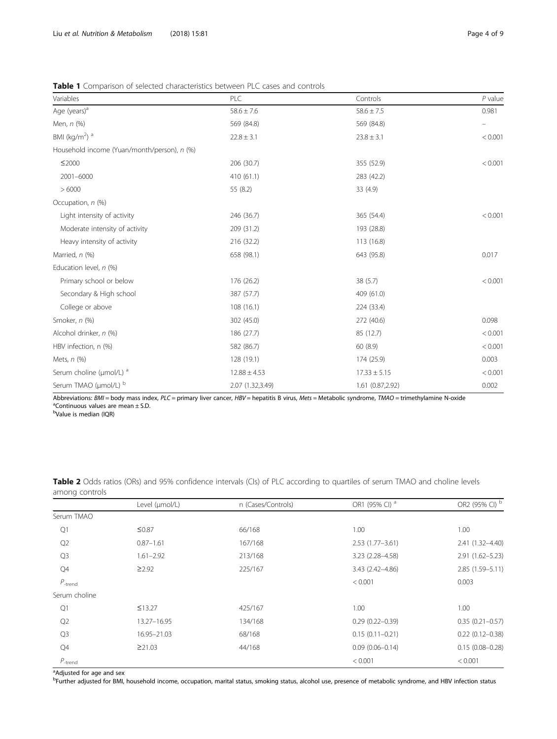**Table 1** Comparison of selected characteristics between PLC cases and controls

| Variables | PLC | Controls | *P* value |
|---|---|---|---|
| Age (years)[a] | 58.6 ± 7.6 | 58.6 ± 7.5 | 0.981 |
| Men, *n* (%) | 569 (84.8) | 569 (84.8) | – |
| BMI (kg/m$^2$) [a] | 22.8 ± 3.1 | 23.8 ± 3.1 | < 0.001 |
| Household income (Yuan/month/person), *n* (%) | | | |
| ≤2000 | 206 (30.7) | 355 (52.9) | < 0.001 |
| 2001–6000 | 410 (61.1) | 283 (42.2) | |
| > 6000 | 55 (8.2) | 33 (4.9) | |
| Occupation, *n* (%) | | | |
| Light intensity of activity | 246 (36.7) | 365 (54.4) | < 0.001 |
| Moderate intensity of activity | 209 (31.2) | 193 (28.8) | |
| Heavy intensity of activity | 216 (32.2) | 113 (16.8) | |
| Married, *n* (%) | 658 (98.1) | 643 (95.8) | 0.017 |
| Education level, *n* (%) | | | |
| Primary school or below | 176 (26.2) | 38 (5.7) | < 0.001 |
| Secondary & High school | 387 (57.7) | 409 (61.0) | |
| College or above | 108 (16.1) | 224 (33.4) | |
| Smoker, *n* (%) | 302 (45.0) | 272 (40.6) | 0.098 |
| Alcohol drinker, *n* (%) | 186 (27.7) | 85 (12.7) | < 0.001 |
| HBV infection, n (%) | 582 (86.7) | 60 (8.9) | < 0.001 |
| Mets, *n* (%) | 128 (19.1) | 174 (25.9) | 0.003 |
| Serum choline (μmol/L) [a] | 12.88 ± 4.53 | 17.33 ± 5.15 | < 0.001 |
| Serum TMAO (μmol/L) [b] | 2.07 (1.32,3.49) | 1.61 (0.87,2.92) | 0.002 |

Abbreviations: *BMI* = body mass index, *PLC* = primary liver cancer, *HBV* = hepatitis B virus, *Mets* = Metabolic syndrome, *TMAO* = trimethylamine N-oxide
[a]Continuous values are mean ± S.D.
[b]Value is median (IQR)

**Table 2** Odds ratios (ORs) and 95% confidence intervals (CIs) of PLC according to quartiles of serum TMAO and choline levels among controls

| | Level (μmol/L) | n (Cases/Controls) | OR1 (95% CI) [a] | OR2 (95% CI) [b] |
|---|---|---|---|---|
| Serum TMAO | | | | |
| Q1 | ≤0.87 | 66/168 | 1.00 | 1.00 |
| Q2 | 0.87–1.61 | 167/168 | 2.53 (1.77–3.61) | 2.41 (1.32–4.40) |
| Q3 | 1.61–2.92 | 213/168 | 3.23 (2.28–4.58) | 2.91 (1.62–5.23) |
| Q4 | ≥2.92 | 225/167 | 3.43 (2.42–4.86) | 2.85 (1.59–5.11) |
| $P_{\text{-trend}}$ | | | < 0.001 | 0.003 |
| Serum choline | | | | |
| Q1 | ≤13.27 | 425/167 | 1.00 | 1.00 |
| Q2 | 13.27–16.95 | 134/168 | 0.29 (0.22–0.39) | 0.35 (0.21–0.57) |
| Q3 | 16.95–21.03 | 68/168 | 0.15 (0.11–0.21) | 0.22 (0.12–0.38) |
| Q4 | ≥21.03 | 44/168 | 0.09 (0.06–0.14) | 0.15 (0.08–0.28) |
| $P_{\text{-trend}}$ | | | < 0.001 | < 0.001 |

[a]Adjusted for age and sex
[b]Further adjusted for BMI, household income, occupation, marital status, smoking status, alcohol use, presence of metabolic syndrome, and HBV infection status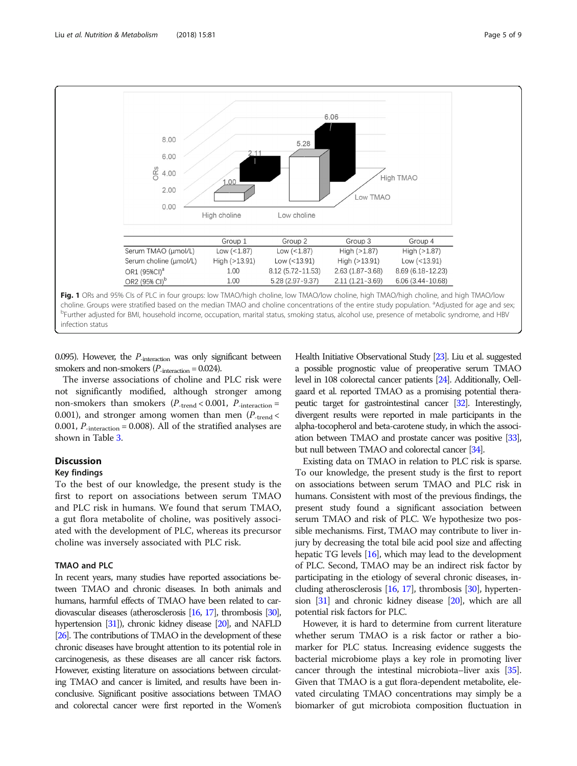| | Group 1 | Group 2 | Group 3 | Group 4 |
|---|---|---|---|---|
| Serum TMAO (μmol/L) | Low (<1.87) | Low (<1.87) | High (>1.87) | High (>1.87) |
| Serum choline (μmol/L) | High (>13.91) | Low (<13.91) | High (>13.91) | Low (<13.91) |
| OR1 (95%CI)[a] | 1.00 | 8.12 (5.72-11.53) | 2.63 (1.87-3.68) | 8.69 (6.18-12.23) |
| OR2 (95% CI)[b] | 1.00 | 5.28 (2.97-9.37) | 2.11 (1.21-3.69) | 6.06 (3.44-10.68) |

**Fig. 1** ORs and 95% CIs of PLC in four groups: low TMAO/high choline, low TMAO/low choline, high TMAO/high choline, and high TMAO/low choline. Groups were stratified based on the median TMAO and choline concentrations of the entire study population. [a]Adjusted for age and sex; [b]Further adjusted for BMI, household income, occupation, marital status, smoking status, alcohol use, presence of metabolic syndrome, and HBV infection status

0.095). However, the $P_{\text{-interaction}}$ was only significant between smokers and non-smokers ($P_{\text{-interaction}} = 0.024$).

The inverse associations of choline and PLC risk were not significantly modified, although stronger among non-smokers than smokers ($P_{\text{-trend}} < 0.001$, $P_{\text{-interaction}} = 0.001$), and stronger among women than men ($P_{\text{-trend}} < 0.001$, $P_{\text{-interaction}} = 0.008$). All of the stratified analyses are shown in Table 3.

## Discussion

### Key findings

To the best of our knowledge, the present study is the first to report on associations between serum TMAO and PLC risk in humans. We found that serum TMAO, a gut flora metabolite of choline, was positively associated with the development of PLC, whereas its precursor choline was inversely associated with PLC risk.

### TMAO and PLC

In recent years, many studies have reported associations between TMAO and chronic diseases. In both animals and humans, harmful effects of TMAO have been related to cardiovascular diseases (atherosclerosis [16, 17], thrombosis [30], hypertension [31]), chronic kidney disease [20], and NAFLD [26]. The contributions of TMAO in the development of these chronic diseases have brought attention to its potential role in carcinogenesis, as these diseases are all cancer risk factors. However, existing literature on associations between circulating TMAO and cancer is limited, and results have been inconclusive. Significant positive associations between TMAO and colorectal cancer were first reported in the Women's Health Initiative Observational Study [23]. Liu et al. suggested a possible prognostic value of preoperative serum TMAO level in 108 colorectal cancer patients [24]. Additionally, Oellgaard et al. reported TMAO as a promising potential therapeutic target for gastrointestinal cancer [32]. Interestingly, divergent results were reported in male participants in the alpha-tocopherol and beta-carotene study, in which the association between TMAO and prostate cancer was positive [33], but null between TMAO and colorectal cancer [34].

Existing data on TMAO in relation to PLC risk is sparse. To our knowledge, the present study is the first to report on associations between serum TMAO and risk of PLC in humans. Consistent with most of the previous findings, the present study found a significant association between serum TMAO and risk of PLC. We hypothesize two possible mechanisms. First, TMAO may contribute to liver injury by decreasing the total bile acid pool size and affecting hepatic TG levels [16], which may lead to the development of PLC. Second, TMAO may be an indirect risk factor by participating in the etiology of several chronic diseases, including atherosclerosis [16, 17], thrombosis [30], hypertension [31] and chronic kidney disease [20], which are all potential risk factors for PLC.

However, it is hard to determine from current literature whether serum TMAO is a risk factor or rather a biomarker for PLC status. Increasing evidence suggests the bacterial microbiome plays a key role in promoting liver cancer through the intestinal microbiota–liver axis [35]. Given that TMAO is a gut flora-dependent metabolite, elevated circulating TMAO concentrations may simply be a biomarker of gut microbiota composition fluctuation in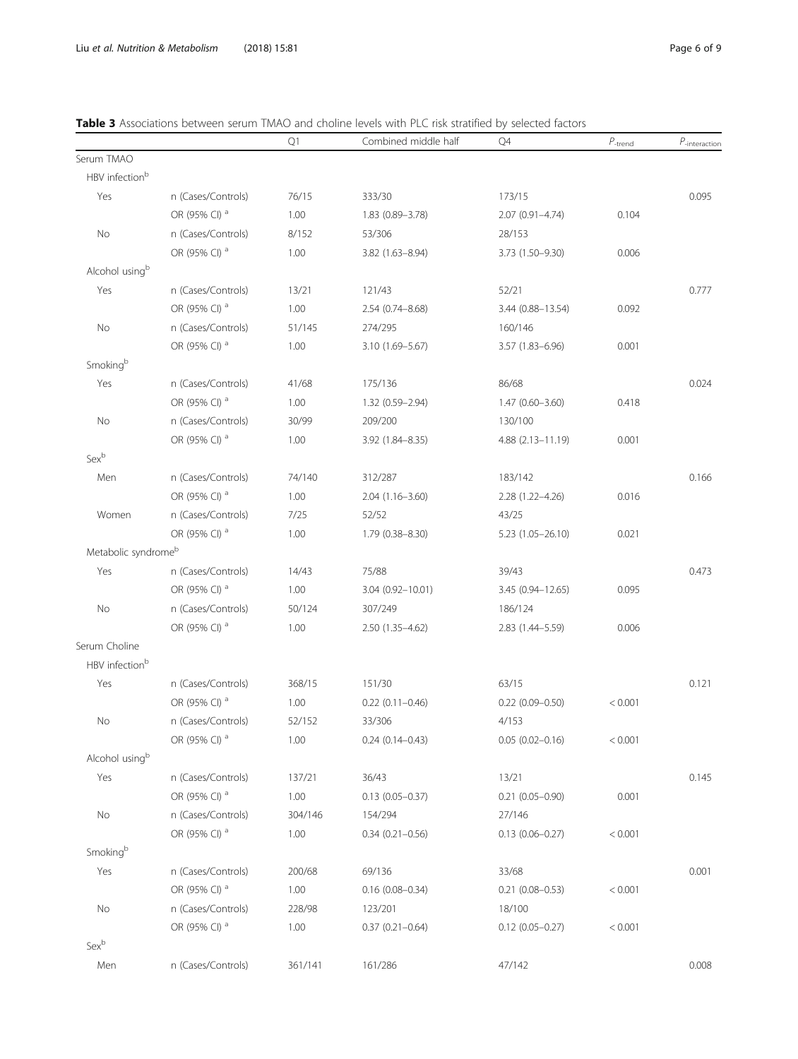**Table 3** Associations between serum TMAO and choline levels with PLC risk stratified by selected factors

| | | Q1 | Combined middle half | Q4 | $P_{\text{-trend}}$ | $P_{\text{-interaction}}$ |
|---|---|---|---|---|---|---|
| Serum TMAO | | | | | | |
| HBV infection[b] | | | | | | |
| Yes | n (Cases/Controls) | 76/15 | 333/30 | 173/15 | | 0.095 |
| | OR (95% CI) [a] | 1.00 | 1.83 (0.89–3.78) | 2.07 (0.91–4.74) | 0.104 | |
| No | n (Cases/Controls) | 8/152 | 53/306 | 28/153 | | |
| | OR (95% CI) [a] | 1.00 | 3.82 (1.63–8.94) | 3.73 (1.50–9.30) | 0.006 | |
| Alcohol using[b] | | | | | | |
| Yes | n (Cases/Controls) | 13/21 | 121/43 | 52/21 | | 0.777 |
| | OR (95% CI) [a] | 1.00 | 2.54 (0.74–8.68) | 3.44 (0.88–13.54) | 0.092 | |
| No | n (Cases/Controls) | 51/145 | 274/295 | 160/146 | | |
| | OR (95% CI) [a] | 1.00 | 3.10 (1.69–5.67) | 3.57 (1.83–6.96) | 0.001 | |
| Smoking[b] | | | | | | |
| Yes | n (Cases/Controls) | 41/68 | 175/136 | 86/68 | | 0.024 |
| | OR (95% CI) [a] | 1.00 | 1.32 (0.59–2.94) | 1.47 (0.60–3.60) | 0.418 | |
| No | n (Cases/Controls) | 30/99 | 209/200 | 130/100 | | |
| | OR (95% CI) [a] | 1.00 | 3.92 (1.84–8.35) | 4.88 (2.13–11.19) | 0.001 | |
| Sex[b] | | | | | | |
| Men | n (Cases/Controls) | 74/140 | 312/287 | 183/142 | | 0.166 |
| | OR (95% CI) [a] | 1.00 | 2.04 (1.16–3.60) | 2.28 (1.22–4.26) | 0.016 | |
| Women | n (Cases/Controls) | 7/25 | 52/52 | 43/25 | | |
| | OR (95% CI) [a] | 1.00 | 1.79 (0.38–8.30) | 5.23 (1.05–26.10) | 0.021 | |
| Metabolic syndrome[b] | | | | | | |
| Yes | n (Cases/Controls) | 14/43 | 75/88 | 39/43 | | 0.473 |
| | OR (95% CI) [a] | 1.00 | 3.04 (0.92–10.01) | 3.45 (0.94–12.65) | 0.095 | |
| No | n (Cases/Controls) | 50/124 | 307/249 | 186/124 | | |
| | OR (95% CI) [a] | 1.00 | 2.50 (1.35–4.62) | 2.83 (1.44–5.59) | 0.006 | |
| Serum Choline | | | | | | |
| HBV infection[b] | | | | | | |
| Yes | n (Cases/Controls) | 368/15 | 151/30 | 63/15 | | 0.121 |
| | OR (95% CI) [a] | 1.00 | 0.22 (0.11–0.46) | 0.22 (0.09–0.50) | < 0.001 | |
| No | n (Cases/Controls) | 52/152 | 33/306 | 4/153 | | |
| | OR (95% CI) [a] | 1.00 | 0.24 (0.14–0.43) | 0.05 (0.02–0.16) | < 0.001 | |
| Alcohol using[b] | | | | | | |
| Yes | n (Cases/Controls) | 137/21 | 36/43 | 13/21 | | 0.145 |
| | OR (95% CI) [a] | 1.00 | 0.13 (0.05–0.37) | 0.21 (0.05–0.90) | 0.001 | |
| No | n (Cases/Controls) | 304/146 | 154/294 | 27/146 | | |
| | OR (95% CI) [a] | 1.00 | 0.34 (0.21–0.56) | 0.13 (0.06–0.27) | < 0.001 | |
| Smoking[b] | | | | | | |
| Yes | n (Cases/Controls) | 200/68 | 69/136 | 33/68 | | 0.001 |
| | OR (95% CI) [a] | 1.00 | 0.16 (0.08–0.34) | 0.21 (0.08–0.53) | < 0.001 | |
| No | n (Cases/Controls) | 228/98 | 123/201 | 18/100 | | |
| | OR (95% CI) [a] | 1.00 | 0.37 (0.21–0.64) | 0.12 (0.05–0.27) | < 0.001 | |
| Sex[b] | | | | | | |
| Men | n (Cases/Controls) | 361/141 | 161/286 | 47/142 | | 0.008 |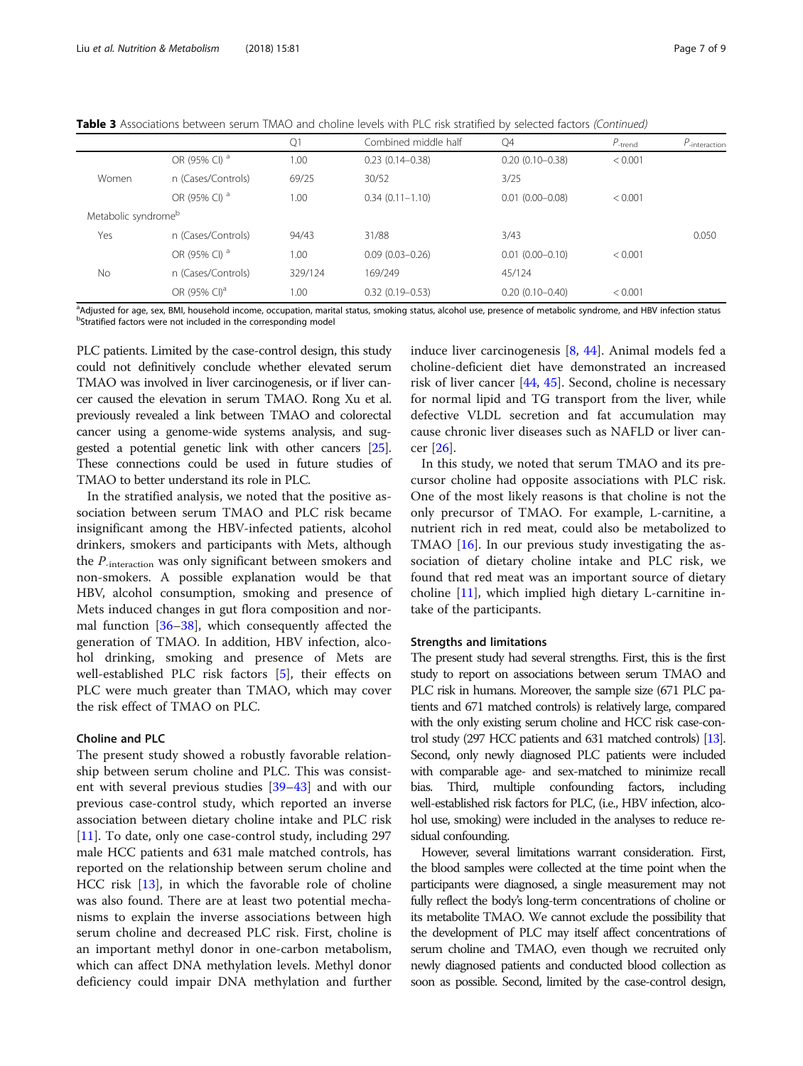**Table 3** Associations between serum TMAO and choline levels with PLC risk stratified by selected factors *(Continued)*

| | | Q1 | Combined middle half | Q4 | $P_{\text{-trend}}$ | $P_{\text{-interaction}}$ |
|---|---|---|---|---|---|---|
| | OR (95% CI) [a] | 1.00 | 0.23 (0.14–0.38) | 0.20 (0.10–0.38) | < 0.001 | |
| Women | n (Cases/Controls) | 69/25 | 30/52 | 3/25 | | |
| | OR (95% CI) [a] | 1.00 | 0.34 (0.11–1.10) | 0.01 (0.00–0.08) | < 0.001 | |
| Metabolic syndrome[b] | | | | | | |
| Yes | n (Cases/Controls) | 94/43 | 31/88 | 3/43 | | 0.050 |
| | OR (95% CI) [a] | 1.00 | 0.09 (0.03–0.26) | 0.01 (0.00–0.10) | < 0.001 | |
| No | n (Cases/Controls) | 329/124 | 169/249 | 45/124 | | |
| | OR (95% CI)[a] | 1.00 | 0.32 (0.19–0.53) | 0.20 (0.10–0.40) | < 0.001 | |

[a]Adjusted for age, sex, BMI, household income, occupation, marital status, smoking status, alcohol use, presence of metabolic syndrome, and HBV infection status
[b]Stratified factors were not included in the corresponding model

PLC patients. Limited by the case-control design, this study could not definitively conclude whether elevated serum TMAO was involved in liver carcinogenesis, or if liver cancer caused the elevation in serum TMAO. Rong Xu et al. previously revealed a link between TMAO and colorectal cancer using a genome-wide systems analysis, and suggested a potential genetic link with other cancers [25]. These connections could be used in future studies of TMAO to better understand its role in PLC.

In the stratified analysis, we noted that the positive association between serum TMAO and PLC risk became insignificant among the HBV-infected patients, alcohol drinkers, smokers and participants with Mets, although the $P_{\text{-interaction}}$ was only significant between smokers and non-smokers. A possible explanation would be that HBV, alcohol consumption, smoking and presence of Mets induced changes in gut flora composition and normal function [36–38], which consequently affected the generation of TMAO. In addition, HBV infection, alcohol drinking, smoking and presence of Mets are well-established PLC risk factors [5], their effects on PLC were much greater than TMAO, which may cover the risk effect of TMAO on PLC.

### Choline and PLC

The present study showed a robustly favorable relationship between serum choline and PLC. This was consistent with several previous studies [39–43] and with our previous case-control study, which reported an inverse association between dietary choline intake and PLC risk [11]. To date, only one case-control study, including 297 male HCC patients and 631 male matched controls, has reported on the relationship between serum choline and HCC risk [13], in which the favorable role of choline was also found. There are at least two potential mechanisms to explain the inverse associations between high serum choline and decreased PLC risk. First, choline is an important methyl donor in one-carbon metabolism, which can affect DNA methylation levels. Methyl donor deficiency could impair DNA methylation and further induce liver carcinogenesis [8, 44]. Animal models fed a choline-deficient diet have demonstrated an increased risk of liver cancer [44, 45]. Second, choline is necessary for normal lipid and TG transport from the liver, while defective VLDL secretion and fat accumulation may cause chronic liver diseases such as NAFLD or liver cancer [26].

In this study, we noted that serum TMAO and its precursor choline had opposite associations with PLC risk. One of the most likely reasons is that choline is not the only precursor of TMAO. For example, L-carnitine, a nutrient rich in red meat, could also be metabolized to TMAO [16]. In our previous study investigating the association of dietary choline intake and PLC risk, we found that red meat was an important source of dietary choline [11], which implied high dietary L-carnitine intake of the participants.

### Strengths and limitations

The present study had several strengths. First, this is the first study to report on associations between serum TMAO and PLC risk in humans. Moreover, the sample size (671 PLC patients and 671 matched controls) is relatively large, compared with the only existing serum choline and HCC risk case-control study (297 HCC patients and 631 matched controls) [13]. Second, only newly diagnosed PLC patients were included with comparable age- and sex-matched to minimize recall bias. Third, multiple confounding factors, including well-established risk factors for PLC, (i.e., HBV infection, alcohol use, smoking) were included in the analyses to reduce residual confounding.

However, several limitations warrant consideration. First, the blood samples were collected at the time point when the participants were diagnosed, a single measurement may not fully reflect the body's long-term concentrations of choline or its metabolite TMAO. We cannot exclude the possibility that the development of PLC may itself affect concentrations of serum choline and TMAO, even though we recruited only newly diagnosed patients and conducted blood collection as soon as possible. Second, limited by the case-control design,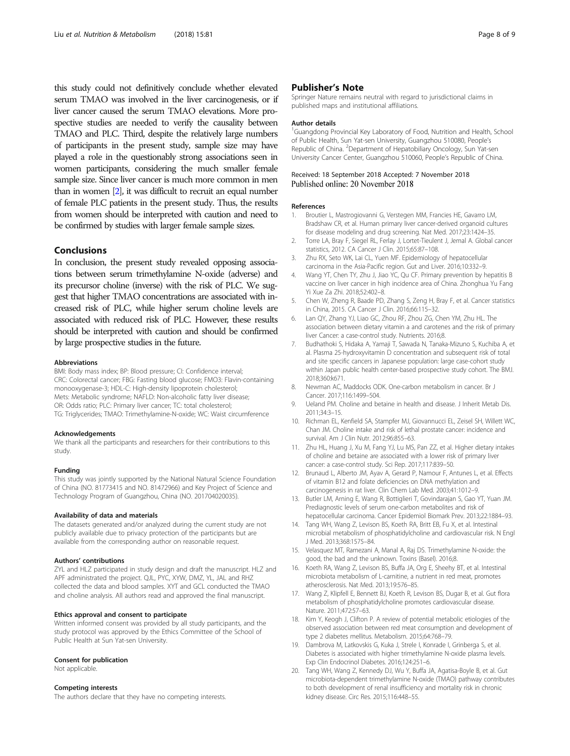this study could not definitively conclude whether elevated serum TMAO was involved in the liver carcinogenesis, or if liver cancer caused the serum TMAO elevations. More prospective studies are needed to verify the causality between TMAO and PLC. Third, despite the relatively large numbers of participants in the present study, sample size may have played a role in the questionably strong associations seen in women participants, considering the much smaller female sample size. Since liver cancer is much more common in men than in women [2], it was difficult to recruit an equal number of female PLC patients in the present study. Thus, the results from women should be interpreted with caution and need to be confirmed by studies with larger female sample sizes.

## Conclusions

In conclusion, the present study revealed opposing associations between serum trimethylamine N-oxide (adverse) and its precursor choline (inverse) with the risk of PLC. We suggest that higher TMAO concentrations are associated with increased risk of PLC, while higher serum choline levels are associated with reduced risk of PLC. However, these results should be interpreted with caution and should be confirmed by large prospective studies in the future.

#### Abbreviations

BMI: Body mass index; BP: Blood pressure; CI: Confidence interval; CRC: Colorectal cancer; FBG: Fasting blood glucose; FMO3: Flavin-containing monooxygenase-3; HDL-C: High-density lipoprotein cholesterol; Mets: Metabolic syndrome; NAFLD: Non-alcoholic fatty liver disease; OR: Odds ratio; PLC: Primary liver cancer; TC: total cholesterol; TG: Triglycerides; TMAO: Trimethylamine-N-oxide; WC: Waist circumference

#### Acknowledgements

We thank all the participants and researchers for their contributions to this study.

#### Funding

This study was jointly supported by the National Natural Science Foundation of China (NO. 81773415 and NO. 81472966) and Key Project of Science and Technology Program of Guangzhou, China (NO. 201704020035).

#### Availability of data and materials

The datasets generated and/or analyzed during the current study are not publicly available due to privacy protection of the participants but are available from the corresponding author on reasonable request.

#### Authors' contributions

ZYL and HLZ participated in study design and draft the manuscript. HLZ and APF administrated the project. QJL, PYC, XYW, DMZ, YL, JAL and RHZ collected the data and blood samples. XYT and GCL conducted the TMAO and choline analysis. All authors read and approved the final manuscript.

#### Ethics approval and consent to participate

Written informed consent was provided by all study participants, and the study protocol was approved by the Ethics Committee of the School of Public Health at Sun Yat-sen University.

#### Consent for publication

Not applicable.

#### Competing interests

The authors declare that they have no competing interests.

## Publisher's Note

Springer Nature remains neutral with regard to jurisdictional claims in published maps and institutional affiliations.

#### Author details

[1]Guangdong Provincial Key Laboratory of Food, Nutrition and Health, School of Public Health, Sun Yat-sen University, Guangzhou 510080, People's Republic of China. [2]Department of Hepatobiliary Oncology, Sun Yat-sen University Cancer Center, Guangzhou 510060, People's Republic of China.

Received: 18 September 2018 Accepted: 7 November 2018
Published online: 20 November 2018

#### References

1. Broutier L, Mastrogiovanni G, Verstegen MM, Francies HE, Gavarro LM, Bradshaw CR, et al. Human primary liver cancer-derived organoid cultures for disease modeling and drug screening. Nat Med. 2017;23:1424–35.
2. Torre LA, Bray F, Siegel RL, Ferlay J, Lortet-Tieulent J, Jemal A. Global cancer statistics, 2012. CA Cancer J Clin. 2015;65:87–108.
3. Zhu RX, Seto WK, Lai CL, Yuen MF. Epidemiology of hepatocellular carcinoma in the Asia-Pacific region. Gut and Liver. 2016;10:332–9.
4. Wang YT, Chen TY, Zhu J, Jiao YC, Qu CF. Primary prevention by hepatitis B vaccine on liver cancer in high incidence area of China. Zhonghua Yu Fang Yi Xue Za Zhi. 2018;52:402–8.
5. Chen W, Zheng R, Baade PD, Zhang S, Zeng H, Bray F, et al. Cancer statistics in China, 2015. CA Cancer J Clin. 2016;66:115–32.
6. Lan QY, Zhang YJ, Liao GC, Zhou RF, Zhou ZG, Chen YM, Zhu HL. The association between dietary vitamin a and carotenes and the risk of primary liver Cancer: a case-control study. Nutrients. 2016;8.
7. Budhathoki S, Hidaka A, Yamaji T, Sawada N, Tanaka-Mizuno S, Kuchiba A, et al. Plasma 25-hydroxyvitamin D concentration and subsequent risk of total and site specific cancers in Japanese population: large case-cohort study within Japan public health center-based prospective study cohort. The BMJ. 2018;360:k671.
8. Newman AC, Maddocks ODK. One-carbon metabolism in cancer. Br J Cancer. 2017;116:1499–504.
9. Ueland PM. Choline and betaine in health and disease. J Inherit Metab Dis. 2011;34:3–15.
10. Richman EL, Kenfield SA, Stampfer MJ, Giovannucci EL, Zeisel SH, Willett WC, Chan JM. Choline intake and risk of lethal prostate cancer: incidence and survival. Am J Clin Nutr. 2012;96:855–63.
11. Zhu HL, Huang J, Xu M, Fang YJ, Lu MS, Pan ZZ, et al. Higher dietary intakes of choline and betaine are associated with a lower risk of primary liver cancer: a case-control study. Sci Rep. 2017;117:839–50.
12. Brunaud L, Alberto JM, Ayav A, Gerard P, Namour F, Antunes L, et al. Effects of vitamin B12 and folate deficiencies on DNA methylation and carcinogenesis in rat liver. Clin Chem Lab Med. 2003;41:1012–9.
13. Butler LM, Arning E, Wang R, Bottiglieri T, Govindarajan S, Gao YT, Yuan JM. Prediagnostic levels of serum one-carbon metabolites and risk of hepatocellular carcinoma. Cancer Epidemiol Biomark Prev. 2013;22:1884–93.
14. Tang WH, Wang Z, Levison BS, Koeth RA, Britt EB, Fu X, et al. Intestinal microbial metabolism of phosphatidylcholine and cardiovascular risk. N Engl J Med. 2013;368:1575–84.
15. Velasquez MT, Ramezani A, Manal A, Raj DS. Trimethylamine N-oxide: the good, the bad and the unknown. Toxins (Basel). 2016;8.
16. Koeth RA, Wang Z, Levison BS, Buffa JA, Org E, Sheehy BT, et al. Intestinal microbiota metabolism of L-carnitine, a nutrient in red meat, promotes atherosclerosis. Nat Med. 2013;19:576–85.
17. Wang Z, Klipfell E, Bennett BJ, Koeth R, Levison BS, Dugar B, et al. Gut flora metabolism of phosphatidylcholine promotes cardiovascular disease. Nature. 2011;472:57–63.
18. Kim Y, Keogh J, Clifton P. A review of potential metabolic etiologies of the observed association between red meat consumption and development of type 2 diabetes mellitus. Metabolism. 2015;64:768–79.
19. Dambrova M, Latkovskis G, Kuka J, Strele I, Konrade I, Grinberga S, et al. Diabetes is associated with higher trimethylamine N-oxide plasma levels. Exp Clin Endocrinol Diabetes. 2016;124:251–6.
20. Tang WH, Wang Z, Kennedy DJ, Wu Y, Buffa JA, Agatisa-Boyle B, et al. Gut microbiota-dependent trimethylamine N-oxide (TMAO) pathway contributes to both development of renal insufficiency and mortality risk in chronic kidney disease. Circ Res. 2015;116:448–55.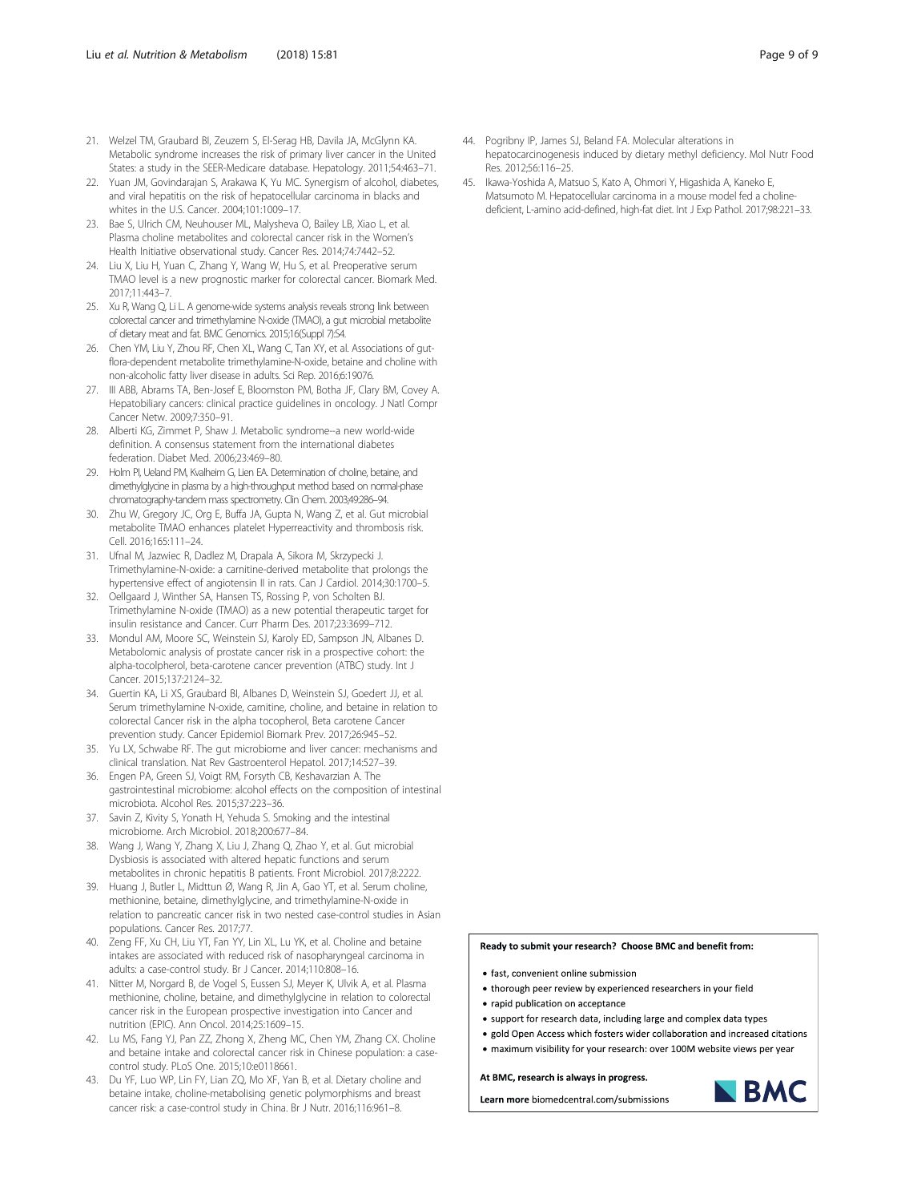21. Welzel TM, Graubard BI, Zeuzem S, El-Serag HB, Davila JA, McGlynn KA. Metabolic syndrome increases the risk of primary liver cancer in the United States: a study in the SEER-Medicare database. Hepatology. 2011;54:463–71.
22. Yuan JM, Govindarajan S, Arakawa K, Yu MC. Synergism of alcohol, diabetes, and viral hepatitis on the risk of hepatocellular carcinoma in blacks and whites in the U.S. Cancer. 2004;101:1009–17.
23. Bae S, Ulrich CM, Neuhouser ML, Malysheva O, Bailey LB, Xiao L, et al. Plasma choline metabolites and colorectal cancer risk in the Women's Health Initiative observational study. Cancer Res. 2014;74:7442–52.
24. Liu X, Liu H, Yuan C, Zhang Y, Wang W, Hu S, et al. Preoperative serum TMAO level is a new prognostic marker for colorectal cancer. Biomark Med. 2017;11:443–7.
25. Xu R, Wang Q, Li L. A genome-wide systems analysis reveals strong link between colorectal cancer and trimethylamine N-oxide (TMAO), a gut microbial metabolite of dietary meat and fat. BMC Genomics. 2015;16(Suppl 7):S4.
26. Chen YM, Liu Y, Zhou RF, Chen XL, Wang C, Tan XY, et al. Associations of gut-flora-dependent metabolite trimethylamine-N-oxide, betaine and choline with non-alcoholic fatty liver disease in adults. Sci Rep. 2016;6:19076.
27. III ABB, Abrams TA, Ben-Josef E, Bloomston PM, Botha JF, Clary BM, Covey A. Hepatobiliary cancers: clinical practice guidelines in oncology. J Natl Compr Cancer Netw. 2009;7:350–91.
28. Alberti KG, Zimmet P, Shaw J. Metabolic syndrome--a new world-wide definition. A consensus statement from the international diabetes federation. Diabet Med. 2006;23:469–80.
29. Holm PI, Ueland PM, Kvalheim G, Lien EA. Determination of choline, betaine, and dimethylglycine in plasma by a high-throughput method based on normal-phase chromatography-tandem mass spectrometry. Clin Chem. 2003;49:286–94.
30. Zhu W, Gregory JC, Org E, Buffa JA, Gupta N, Wang Z, et al. Gut microbial metabolite TMAO enhances platelet Hyperreactivity and thrombosis risk. Cell. 2016;165:111–24.
31. Ufnal M, Jazwiec R, Dadlez M, Drapala A, Sikora M, Skrzypecki J. Trimethylamine-N-oxide: a carnitine-derived metabolite that prolongs the hypertensive effect of angiotensin II in rats. Can J Cardiol. 2014;30:1700–5.
32. Oellgaard J, Winther SA, Hansen TS, Rossing P, von Scholten BJ. Trimethylamine N-oxide (TMAO) as a new potential therapeutic target for insulin resistance and Cancer. Curr Pharm Des. 2017;23:3699–712.
33. Mondul AM, Moore SC, Weinstein SJ, Karoly ED, Sampson JN, Albanes D. Metabolomic analysis of prostate cancer risk in a prospective cohort: the alpha-tocolpherol, beta-carotene cancer prevention (ATBC) study. Int J Cancer. 2015;137:2124–32.
34. Guertin KA, Li XS, Graubard BI, Albanes D, Weinstein SJ, Goedert JJ, et al. Serum trimethylamine N-oxide, carnitine, choline, and betaine in relation to colorectal Cancer risk in the alpha tocopherol, Beta carotene Cancer prevention study. Cancer Epidemiol Biomark Prev. 2017;26:945–52.
35. Yu LX, Schwabe RF. The gut microbiome and liver cancer: mechanisms and clinical translation. Nat Rev Gastroenterol Hepatol. 2017;14:527–39.
36. Engen PA, Green SJ, Voigt RM, Forsyth CB, Keshavarzian A. The gastrointestinal microbiome: alcohol effects on the composition of intestinal microbiota. Alcohol Res. 2015;37:223–36.
37. Savin Z, Kivity S, Yonath H, Yehuda S. Smoking and the intestinal microbiome. Arch Microbiol. 2018;200:677–84.
38. Wang J, Wang Y, Zhang X, Liu J, Zhang Q, Zhao Y, et al. Gut microbial Dysbiosis is associated with altered hepatic functions and serum metabolites in chronic hepatitis B patients. Front Microbiol. 2017;8:2222.
39. Huang J, Butler L, Midttun Ø, Wang R, Jin A, Gao YT, et al. Serum choline, methionine, betaine, dimethylglycine, and trimethylamine-N-oxide in relation to pancreatic cancer risk in two nested case-control studies in Asian populations. Cancer Res. 2017;77.
40. Zeng FF, Xu CH, Liu YT, Fan YY, Lin XL, Lu YK, et al. Choline and betaine intakes are associated with reduced risk of nasopharyngeal carcinoma in adults: a case-control study. Br J Cancer. 2014;110:808–16.
41. Nitter M, Norgard B, de Vogel S, Eussen SJ, Meyer K, Ulvik A, et al. Plasma methionine, choline, betaine, and dimethylglycine in relation to colorectal cancer risk in the European prospective investigation into Cancer and nutrition (EPIC). Ann Oncol. 2014;25:1609–15.
42. Lu MS, Fang YJ, Pan ZZ, Zhong X, Zheng MC, Chen YM, Zhang CX. Choline and betaine intake and colorectal cancer risk in Chinese population: a case-control study. PLoS One. 2015;10:e0118661.
43. Du YF, Luo WP, Lin FY, Lian ZQ, Mo XF, Yan B, et al. Dietary choline and betaine intake, choline-metabolising genetic polymorphisms and breast cancer risk: a case-control study in China. Br J Nutr. 2016;116:961–8.
44. Pogribny IP, James SJ, Beland FA. Molecular alterations in hepatocarcinogenesis induced by dietary methyl deficiency. Mol Nutr Food Res. 2012;56:116–25.
45. Ikawa-Yoshida A, Matsuo S, Kato A, Ohmori Y, Higashida A, Kaneko E, Matsumoto M. Hepatocellular carcinoma in a mouse model fed a choline-deficient, L-amino acid-defined, high-fat diet. Int J Exp Pathol. 2017;98:221–33.

**Ready to submit your research? Choose BMC and benefit from:**

- fast, convenient online submission
- thorough peer review by experienced researchers in your field
- rapid publication on acceptance
- support for research data, including large and complex data types
- gold Open Access which fosters wider collaboration and increased citations
- maximum visibility for your research: over 100M website views per year

**At BMC, research is always in progress.**

**Learn more** biomedcentral.com/submissions

BMC